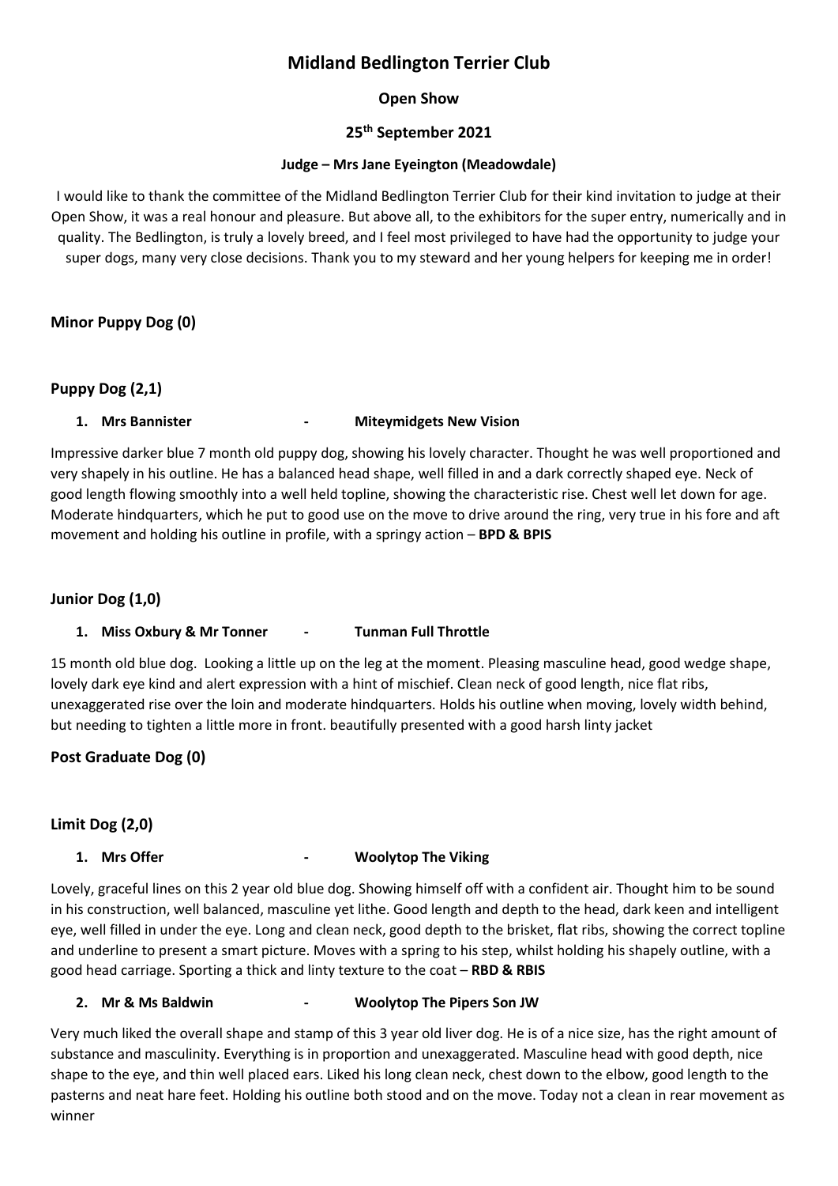# Midland Bedlington Terrier Club

**Open Show**

**25th September 2021**

**Judge – Mrs Jane Eyeington (Meadowdale)**

I would like to thank the committee of the Midland Bedlington Terrier Club for their kind invitation to judge at their Open Show, it was a real honour and pleasure. But above all, to the exhibitors for the super entry, numerically and in quality. The Bedlington, is truly a lovely breed, and I feel most privileged to have had the opportunity to judge your super dogs, many very close decisions. Thank you to my steward and her young helpers for keeping me in order!

## Minor Puppy Dog (0)

## Puppy Dog (2,1)

1. **Mrs Bannister - Miteymidgets New Vision**

Impressive darker blue 7 month old puppy dog, showing his lovely character. Thought he was well proportioned and very shapely in his outline. He has a balanced head shape, well filled in and a dark correctly shaped eye. Neck of good length flowing smoothly into a well held topline, showing the characteristic rise. Chest well let down for age. Moderate hindquarters, which he put to good use on the move to drive around the ring, very true in his fore and aft movement and holding his outline in profile, with a springy action – **BPD & BPIS**

## Junior Dog (1,0)

1. **Miss Oxbury & Mr Tonner - Tunman Full Throttle**

15 month old blue dog. Looking a little up on the leg at the moment. Pleasing masculine head, good wedge shape, lovely dark eye kind and alert expression with a hint of mischief. Clean neck of good length, nice flat ribs, unexaggerated rise over the loin and moderate hindquarters. Holds his outline when moving, lovely width behind, but needing to tighten a little more in front. beautifully presented with a good harsh linty jacket

## Post Graduate Dog (0)

## Limit Dog (2,0)

1. **Mrs Offer - Woolytop The Viking**

Lovely, graceful lines on this 2 year old blue dog. Showing himself off with a confident air. Thought him to be sound in his construction, well balanced, masculine yet lithe. Good length and depth to the head, dark keen and intelligent eye, well filled in under the eye. Long and clean neck, good depth to the brisket, flat ribs, showing the correct topline and underline to present a smart picture. Moves with a spring to his step, whilst holding his shapely outline, with a good head carriage. Sporting a thick and linty texture to the coat – **RBD & RBIS**

2. **Mr & Ms Baldwin - Woolytop The Pipers Son JW**

Very much liked the overall shape and stamp of this 3 year old liver dog. He is of a nice size, has the right amount of substance and masculinity. Everything is in proportion and unexaggerated. Masculine head with good depth, nice shape to the eye, and thin well placed ears. Liked his long clean neck, chest down to the elbow, good length to the pasterns and neat hare feet. Holding his outline both stood and on the move. Today not a clean in rear movement as winner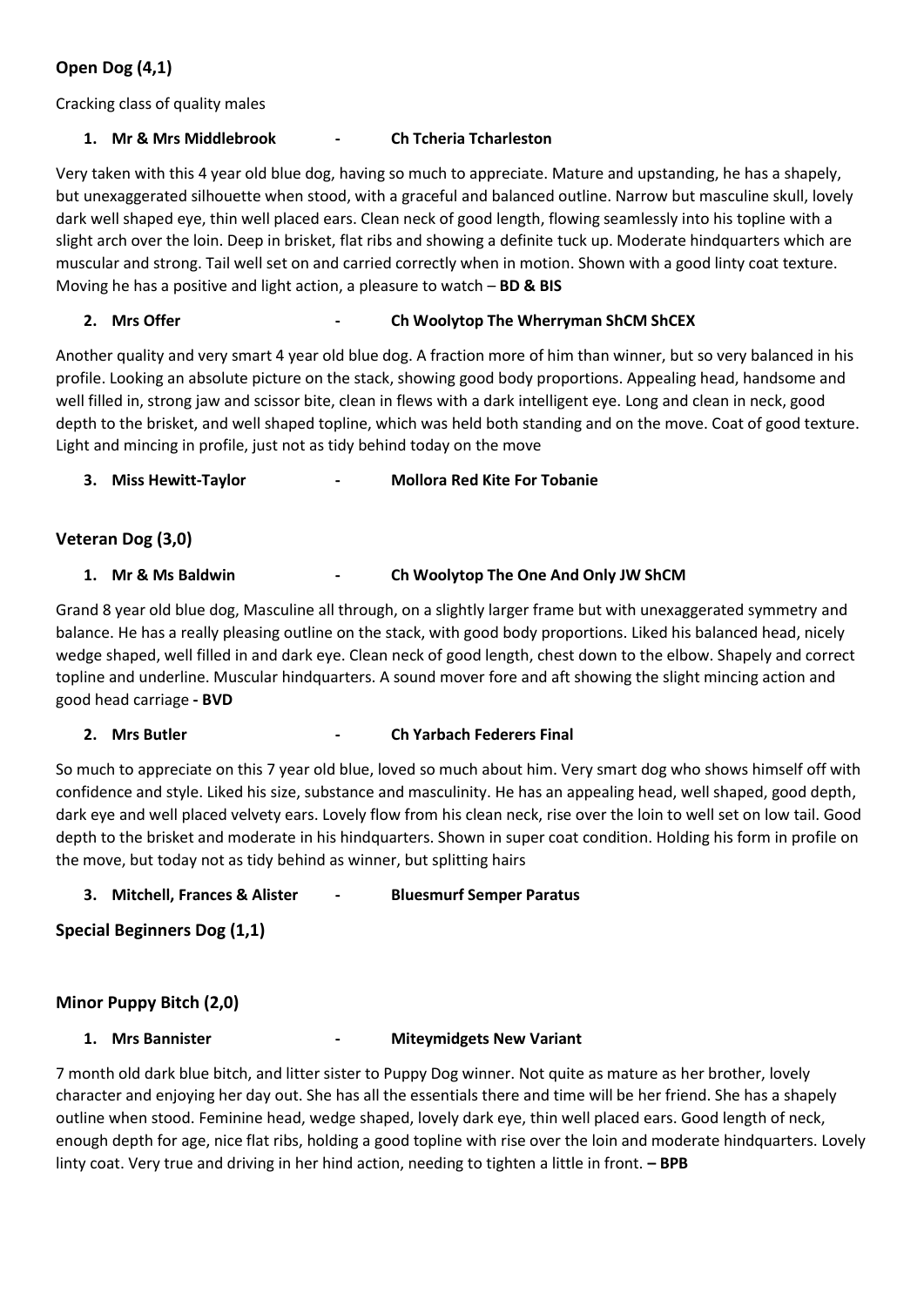### Open Dog (4,1)

Cracking class of quality males

1. **Mr & Mrs Middlebrook - Ch Tcheria Tcharleston**

Very taken with this 4 year old blue dog, having so much to appreciate. Mature and upstanding, he has a shapely, but unexaggerated silhouette when stood, with a graceful and balanced outline. Narrow but masculine skull, lovely dark well shaped eye, thin well placed ears. Clean neck of good length, flowing seamlessly into his topline with a slight arch over the loin. Deep in brisket, flat ribs and showing a definite tuck up. Moderate hindquarters which are muscular and strong. Tail well set on and carried correctly when in motion. Shown with a good linty coat texture. Moving he has a positive and light action, a pleasure to watch – **BD & BIS**

2. **Mrs Offer - Ch Woolytop The Wherryman ShCM ShCEX**

Another quality and very smart 4 year old blue dog. A fraction more of him than winner, but so very balanced in his profile. Looking an absolute picture on the stack, showing good body proportions. Appealing head, handsome and well filled in, strong jaw and scissor bite, clean in flews with a dark intelligent eye. Long and clean in neck, good depth to the brisket, and well shaped topline, which was held both standing and on the move. Coat of good texture. Light and mincing in profile, just not as tidy behind today on the move

3. **Miss Hewitt-Taylor - Mollora Red Kite For Tobanie**

### Veteran Dog (3,0)

1. **Mr & Ms Baldwin - Ch Woolytop The One And Only JW ShCM**

Grand 8 year old blue dog, Masculine all through, on a slightly larger frame but with unexaggerated symmetry and balance. He has a really pleasing outline on the stack, with good body proportions. Liked his balanced head, nicely wedge shaped, well filled in and dark eye. Clean neck of good length, chest down to the elbow. Shapely and correct topline and underline. Muscular hindquarters. A sound mover fore and aft showing the slight mincing action and good head carriage **- BVD**

2. **Mrs Butler - Ch Yarbach Federers Final**

So much to appreciate on this 7 year old blue, loved so much about him. Very smart dog who shows himself off with confidence and style. Liked his size, substance and masculinity. He has an appealing head, well shaped, good depth, dark eye and well placed velvety ears. Lovely flow from his clean neck, rise over the loin to well set on low tail. Good depth to the brisket and moderate in his hindquarters. Shown in super coat condition. Holding his form in profile on the move, but today not as tidy behind as winner, but splitting hairs

3. **Mitchell, Frances & Alister - Bluesmurf Semper Paratus**

### Special Beginners Dog (1,1)

### Minor Puppy Bitch (2,0)

1. **Mrs Bannister - Miteymidgets New Variant**

7 month old dark blue bitch, and litter sister to Puppy Dog winner. Not quite as mature as her brother, lovely character and enjoying her day out. She has all the essentials there and time will be her friend. She has a shapely outline when stood. Feminine head, wedge shaped, lovely dark eye, thin well placed ears. Good length of neck, enough depth for age, nice flat ribs, holding a good topline with rise over the loin and moderate hindquarters. Lovely linty coat. Very true and driving in her hind action, needing to tighten a little in front. **– BPB**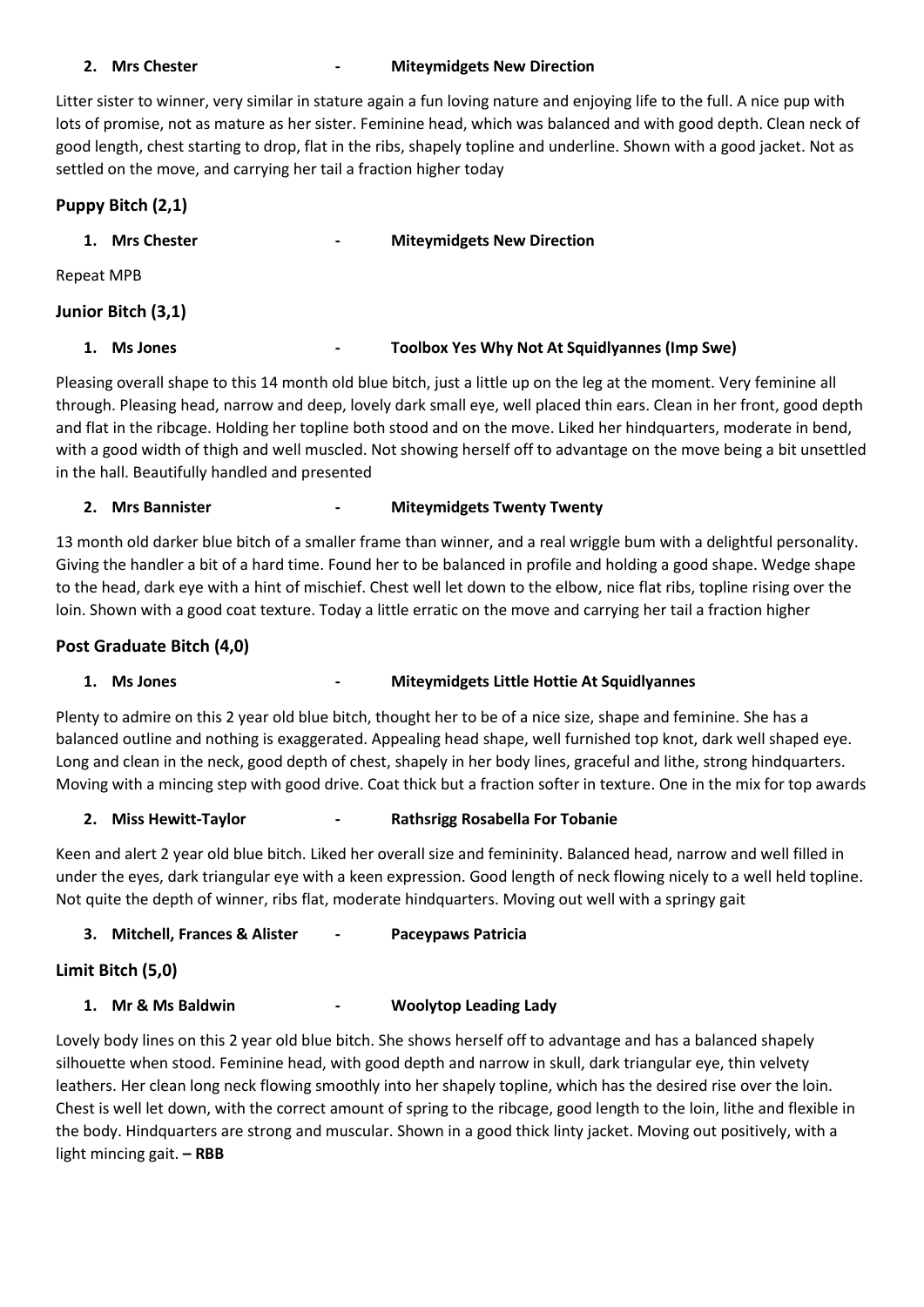**2. Mrs Chester - Miteymidgets New Direction**

Litter sister to winner, very similar in stature again a fun loving nature and enjoying life to the full. A nice pup with lots of promise, not as mature as her sister. Feminine head, which was balanced and with good depth. Clean neck of good length, chest starting to drop, flat in the ribs, shapely topline and underline. Shown with a good jacket. Not as settled on the move, and carrying her tail a fraction higher today

### Puppy Bitch (2,1)

**1. Mrs Chester - Miteymidgets New Direction**

Repeat MPB

### Junior Bitch (3,1)

**1. Ms Jones - Toolbox Yes Why Not At Squidlyannes (Imp Swe)**

Pleasing overall shape to this 14 month old blue bitch, just a little up on the leg at the moment. Very feminine all through. Pleasing head, narrow and deep, lovely dark small eye, well placed thin ears. Clean in her front, good depth and flat in the ribcage. Holding her topline both stood and on the move. Liked her hindquarters, moderate in bend, with a good width of thigh and well muscled. Not showing herself off to advantage on the move being a bit unsettled in the hall. Beautifully handled and presented

**2. Mrs Bannister - Miteymidgets Twenty Twenty**

13 month old darker blue bitch of a smaller frame than winner, and a real wriggle bum with a delightful personality. Giving the handler a bit of a hard time. Found her to be balanced in profile and holding a good shape. Wedge shape to the head, dark eye with a hint of mischief. Chest well let down to the elbow, nice flat ribs, topline rising over the loin. Shown with a good coat texture. Today a little erratic on the move and carrying her tail a fraction higher

### Post Graduate Bitch (4,0)

**1. Ms Jones - Miteymidgets Little Hottie At Squidlyannes**

Plenty to admire on this 2 year old blue bitch, thought her to be of a nice size, shape and feminine. She has a balanced outline and nothing is exaggerated. Appealing head shape, well furnished top knot, dark well shaped eye. Long and clean in the neck, good depth of chest, shapely in her body lines, graceful and lithe, strong hindquarters. Moving with a mincing step with good drive. Coat thick but a fraction softer in texture. One in the mix for top awards

**2. Miss Hewitt-Taylor - Rathsrigg Rosabella For Tobanie**

Keen and alert 2 year old blue bitch. Liked her overall size and femininity. Balanced head, narrow and well filled in under the eyes, dark triangular eye with a keen expression. Good length of neck flowing nicely to a well held topline. Not quite the depth of winner, ribs flat, moderate hindquarters. Moving out well with a springy gait

**3. Mitchell, Frances & Alister - Paceypaws Patricia**

### Limit Bitch (5,0)

**1. Mr & Ms Baldwin - Woolytop Leading Lady**

Lovely body lines on this 2 year old blue bitch. She shows herself off to advantage and has a balanced shapely silhouette when stood. Feminine head, with good depth and narrow in skull, dark triangular eye, thin velvety leathers. Her clean long neck flowing smoothly into her shapely topline, which has the desired rise over the loin. Chest is well let down, with the correct amount of spring to the ribcage, good length to the loin, lithe and flexible in the body. Hindquarters are strong and muscular. Shown in a good thick linty jacket. Moving out positively, with a light mincing gait. **– RBB**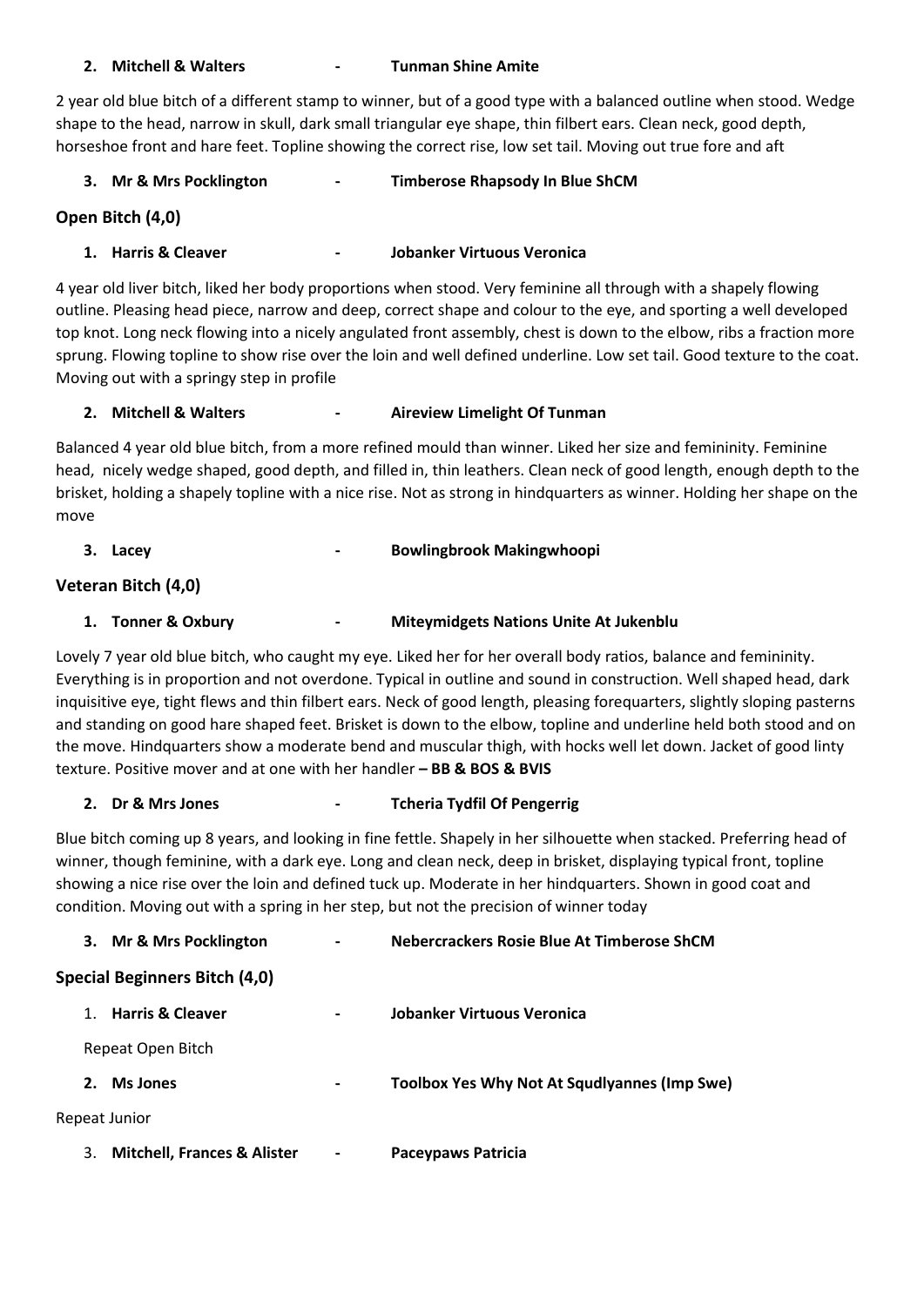2. **Mitchell & Walters - Tunman Shine Amite**

2 year old blue bitch of a different stamp to winner, but of a good type with a balanced outline when stood. Wedge shape to the head, narrow in skull, dark small triangular eye shape, thin filbert ears. Clean neck, good depth, horseshoe front and hare feet. Topline showing the correct rise, low set tail. Moving out true fore and aft

3. **Mr & Mrs Pocklington - Timberose Rhapsody In Blue ShCM**

**Open Bitch (4,0)**

1. **Harris & Cleaver - Jobanker Virtuous Veronica**

4 year old liver bitch, liked her body proportions when stood. Very feminine all through with a shapely flowing outline. Pleasing head piece, narrow and deep, correct shape and colour to the eye, and sporting a well developed top knot. Long neck flowing into a nicely angulated front assembly, chest is down to the elbow, ribs a fraction more sprung. Flowing topline to show rise over the loin and well defined underline. Low set tail. Good texture to the coat. Moving out with a springy step in profile

2. **Mitchell & Walters - Aireview Limelight Of Tunman**

Balanced 4 year old blue bitch, from a more refined mould than winner. Liked her size and femininity. Feminine head, nicely wedge shaped, good depth, and filled in, thin leathers. Clean neck of good length, enough depth to the brisket, holding a shapely topline with a nice rise. Not as strong in hindquarters as winner. Holding her shape on the move

3. **Lacey - Bowlingbrook Makingwhoopi**

**Veteran Bitch (4,0)**

1. **Tonner & Oxbury - Miteymidgets Nations Unite At Jukenblu**

Lovely 7 year old blue bitch, who caught my eye. Liked her for her overall body ratios, balance and femininity. Everything is in proportion and not overdone. Typical in outline and sound in construction. Well shaped head, dark inquisitive eye, tight flews and thin filbert ears. Neck of good length, pleasing forequarters, slightly sloping pasterns and standing on good hare shaped feet. Brisket is down to the elbow, topline and underline held both stood and on the move. Hindquarters show a moderate bend and muscular thigh, with hocks well let down. Jacket of good linty texture. Positive mover and at one with her handler **– BB & BOS & BVIS**

2. **Dr & Mrs Jones - Tcheria Tydfil Of Pengerrig**

Blue bitch coming up 8 years, and looking in fine fettle. Shapely in her silhouette when stacked. Preferring head of winner, though feminine, with a dark eye. Long and clean neck, deep in brisket, displaying typical front, topline showing a nice rise over the loin and defined tuck up. Moderate in her hindquarters. Shown in good coat and condition. Moving out with a spring in her step, but not the precision of winner today

3. **Mr & Mrs Pocklington - Nebercrackers Rosie Blue At Timberose ShCM**

**Special Beginners Bitch (4,0)**

1. **Harris & Cleaver - Jobanker Virtuous Veronica**

   Repeat Open Bitch

2. **Ms Jones - Toolbox Yes Why Not At Squdlyannes (Imp Swe)**

Repeat Junior

3. **Mitchell, Frances & Alister - Paceypaws Patricia**